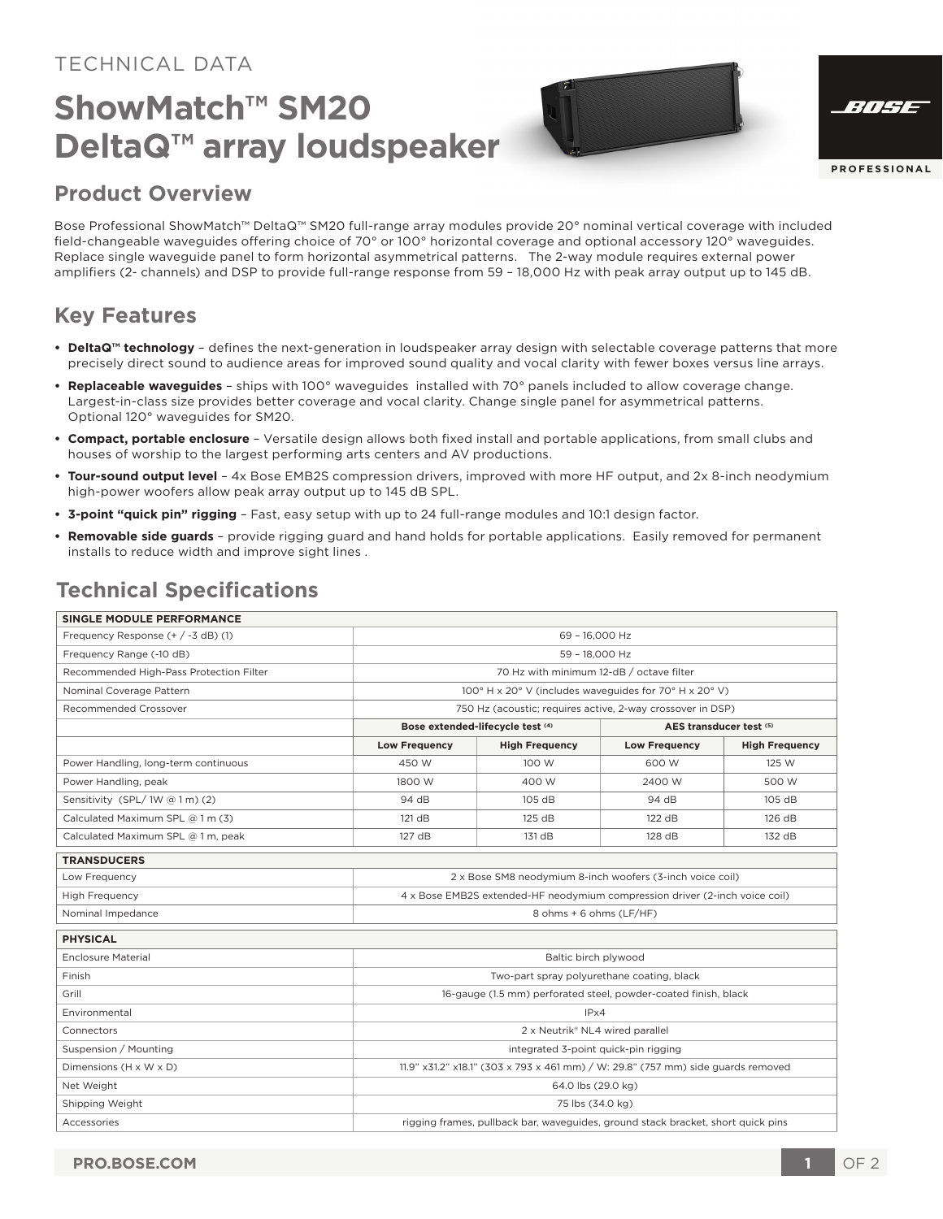TECHNICAL DATA

# ShowMatch™ SM20 DeltaQ™ array loudspeaker

## Product Overview

Bose Professional ShowMatch™ DeltaQ™ SM20 full-range array modules provide 20° nominal vertical coverage with included field-changeable waveguides offering choice of 70° or 100° horizontal coverage and optional accessory 120° waveguides. Replace single waveguide panel to form horizontal asymmetrical patterns. The 2-way module requires external power amplifiers (2- channels) and DSP to provide full-range response from 59 – 18,000 Hz with peak array output up to 145 dB.

## Key Features

- **DeltaQ™ technology** – defines the next-generation in loudspeaker array design with selectable coverage patterns that more precisely direct sound to audience areas for improved sound quality and vocal clarity with fewer boxes versus line arrays.
- **Replaceable waveguides** – ships with 100° waveguides installed with 70° panels included to allow coverage change. Largest-in-class size provides better coverage and vocal clarity. Change single panel for asymmetrical patterns. Optional 120° waveguides for SM20.
- **Compact, portable enclosure** – Versatile design allows both fixed install and portable applications, from small clubs and houses of worship to the largest performing arts centers and AV productions.
- **Tour-sound output level** – 4x Bose EMB2S compression drivers, improved with more HF output, and 2x 8-inch neodymium high-power woofers allow peak array output up to 145 dB SPL.
- **3-point "quick pin" rigging** – Fast, easy setup with up to 24 full-range modules and 10:1 design factor.
- **Removable side guards** – provide rigging guard and hand holds for portable applications. Easily removed for permanent installs to reduce width and improve sight lines .

## Technical Specifications

| SINGLE MODULE PERFORMANCE | | | | |
|---|---|---|---|---|
| Frequency Response (+ / -3 dB) (1) | 69 – 16,000 Hz | | | |
| Frequency Range (-10 dB) | 59 – 18,000 Hz | | | |
| Recommended High-Pass Protection Filter | 70 Hz with minimum 12-dB / octave filter | | | |
| Nominal Coverage Pattern | 100° H x 20° V (includes waveguides for 70° H x 20° V) | | | |
| Recommended Crossover | 750 Hz (acoustic; requires active, 2-way crossover in DSP) | | | |
| | Bose extended-lifecycle test (4) | | AES transducer test (5) | |
| | Low Frequency | High Frequency | Low Frequency | High Frequency |
| Power Handling, long-term continuous | 450 W | 100 W | 600 W | 125 W |
| Power Handling, peak | 1800 W | 400 W | 2400 W | 500 W |
| Sensitivity (SPL/ 1W @ 1 m) (2) | 94 dB | 105 dB | 94 dB | 105 dB |
| Calculated Maximum SPL @ 1 m (3) | 121 dB | 125 dB | 122 dB | 126 dB |
| Calculated Maximum SPL @ 1 m, peak | 127 dB | 131 dB | 128 dB | 132 dB |

| TRANSDUCERS | |
|---|---|
| Low Frequency | 2 x Bose SM8 neodymium 8-inch woofers (3-inch voice coil) |
| High Frequency | 4 x Bose EMB2S extended-HF neodymium compression driver (2-inch voice coil) |
| Nominal Impedance | 8 ohms + 6 ohms (LF/HF) |

| PHYSICAL | |
|---|---|
| Enclosure Material | Baltic birch plywood |
| Finish | Two-part spray polyurethane coating, black |
| Grill | 16-gauge (1.5 mm) perforated steel, powder-coated finish, black |
| Environmental | IPx4 |
| Connectors | 2 x Neutrik® NL4 wired parallel |
| Suspension / Mounting | integrated 3-point quick-pin rigging |
| Dimensions (H x W x D) | 11.9" x31.2" x18.1" (303 x 793 x 461 mm) / W: 29.8" (757 mm) side guards removed |
| Net Weight | 64.0 lbs (29.0 kg) |
| Shipping Weight | 75 lbs (34.0 kg) |
| Accessories | rigging frames, pullback bar, waveguides, ground stack bracket, short quick pins |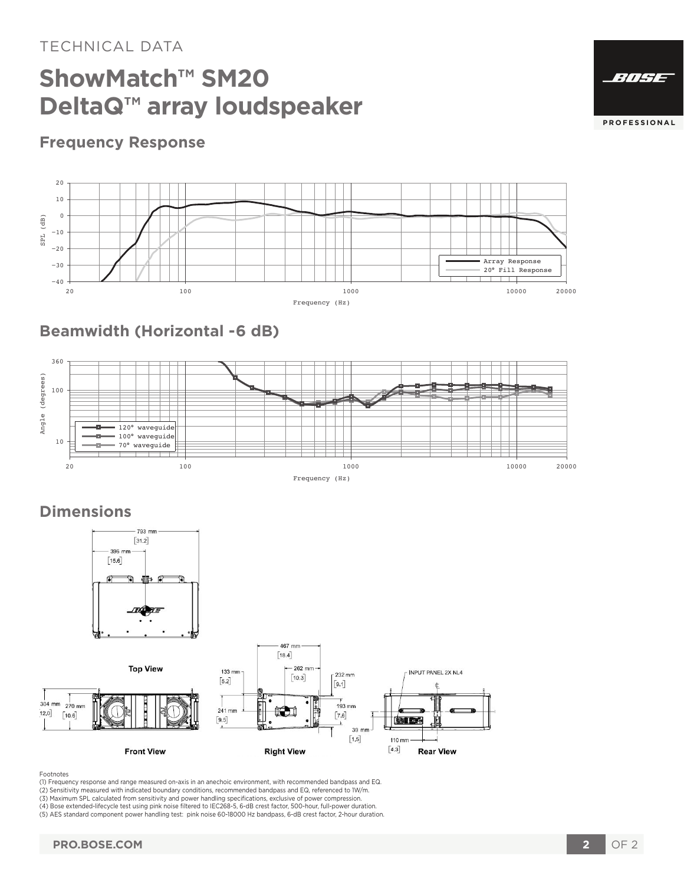TECHNICAL DATA

# ShowMatch™ SM20 DeltaQ™ array loudspeaker

## Frequency Response

20
10
0
−10
−20
−30
−40
SPL (dB)
20
100
1000
10000
20000
Frequency (Hz)
Array Response
20° Fill Response

## Beamwidth (Horizontal -6 dB)

360
100
10
Angle (degrees)
20
100
1000
10000
20000
Frequency (Hz)
120° waveguide
100° waveguide
70° waveguide

## Dimensions

793 mm [31.2]
396 mm [15.6]
Top View

304 mm [12.0]
270 mm [10.6]
Front View

467 mm [18.4]
133 mm [5.2]
262 mm [10.3]
232 mm [9.1]
241 mm [9.5]
193 mm [7.6]
39 mm [1.5]
Right View

INPUT PANEL 2X NL4
110 mm [4.3]
Rear View

Footnotes
(1) Frequency response and range measured on-axis in an anechoic environment, with recommended bandpass and EQ.
(2) Sensitivity measured with indicated boundary conditions, recommended bandpass and EQ, referenced to 1W/m.
(3) Maximum SPL calculated from sensitivity and power handling specifications, exclusive of power compression.
(4) Bose extended-lifecycle test using pink noise filtered to IEC268-5, 6-dB crest factor, 500-hour, full-power duration.
(5) AES standard component power handling test: pink noise 60-18000 Hz bandpass, 6-dB crest factor, 2-hour duration.

PRO.BOSE.COM